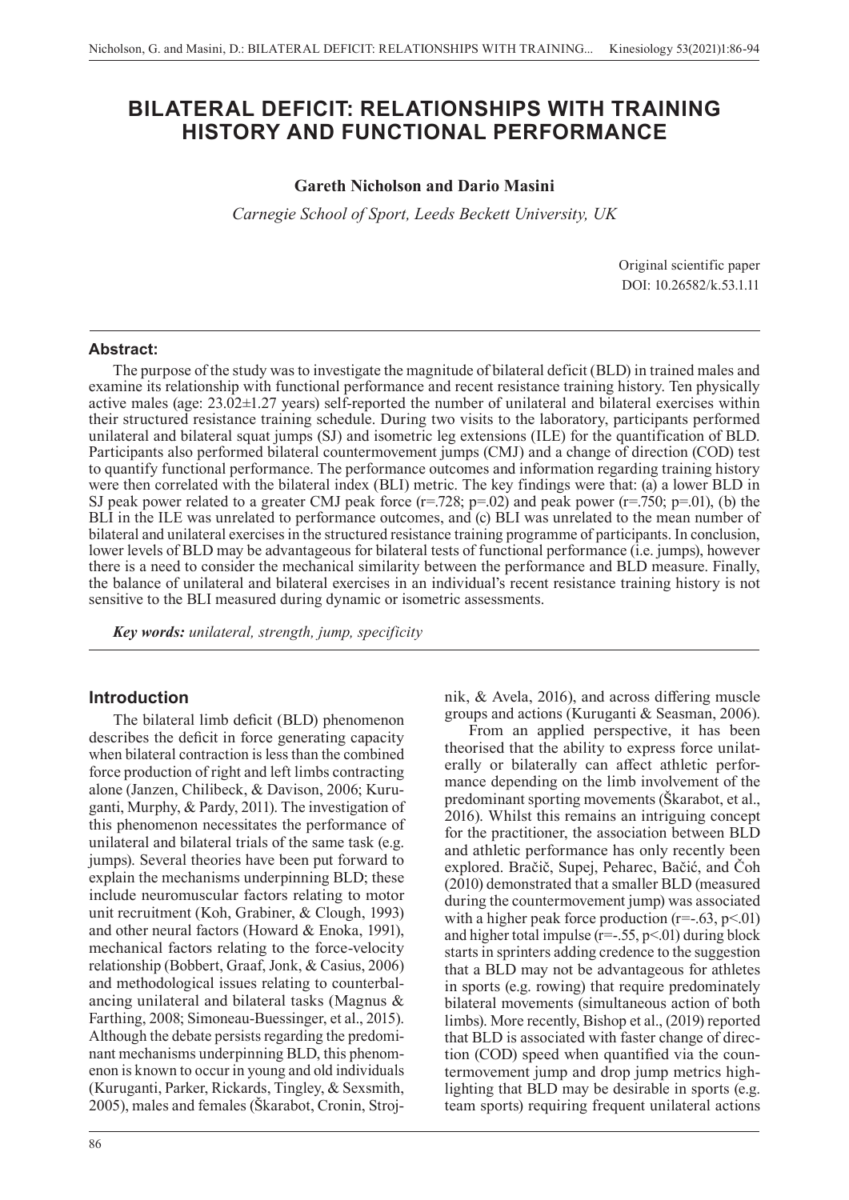# BILATERAL DEFICIT: RELATIONSHIPS WITH TRAINING HISTORY AND FUNCTIONAL PERFORMANCE

**Gareth Nicholson and Dario Masini**

*Carnegie School of Sport, Leeds Beckett University, UK*

Original scientific paper
DOI: 10.26582/k.53.1.11

### Abstract:

The purpose of the study was to investigate the magnitude of bilateral deficit (BLD) in trained males and examine its relationship with functional performance and recent resistance training history. Ten physically active males (age: 23.02±1.27 years) self-reported the number of unilateral and bilateral exercises within their structured resistance training schedule. During two visits to the laboratory, participants performed unilateral and bilateral squat jumps (SJ) and isometric leg extensions (ILE) for the quantification of BLD. Participants also performed bilateral countermovement jumps (CMJ) and a change of direction (COD) test to quantify functional performance. The performance outcomes and information regarding training history were then correlated with the bilateral index (BLI) metric. The key findings were that: (a) a lower BLD in SJ peak power related to a greater CMJ peak force ($r=.728$; $p=.02$) and peak power ($r=.750$; $p=.01$), (b) the BLI in the ILE was unrelated to performance outcomes, and (c) BLI was unrelated to the mean number of bilateral and unilateral exercises in the structured resistance training programme of participants. In conclusion, lower levels of BLD may be advantageous for bilateral tests of functional performance (i.e. jumps), however there is a need to consider the mechanical similarity between the performance and BLD measure. Finally, the balance of unilateral and bilateral exercises in an individual's recent resistance training history is not sensitive to the BLI measured during dynamic or isometric assessments.

***Key words:** unilateral, strength, jump, specificity*

## Introduction

The bilateral limb deficit (BLD) phenomenon describes the deficit in force generating capacity when bilateral contraction is less than the combined force production of right and left limbs contracting alone (Janzen, Chilibeck, & Davison, 2006; Kuruganti, Murphy, & Pardy, 2011). The investigation of this phenomenon necessitates the performance of unilateral and bilateral trials of the same task (e.g. jumps). Several theories have been put forward to explain the mechanisms underpinning BLD; these include neuromuscular factors relating to motor unit recruitment (Koh, Grabiner, & Clough, 1993) and other neural factors (Howard & Enoka, 1991), mechanical factors relating to the force-velocity relationship (Bobbert, Graaf, Jonk, & Casius, 2006) and methodological issues relating to counterbalancing unilateral and bilateral tasks (Magnus & Farthing, 2008; Simoneau-Buessinger, et al., 2015). Although the debate persists regarding the predominant mechanisms underpinning BLD, this phenomenon is known to occur in young and old individuals (Kuruganti, Parker, Rickards, Tingley, & Sexsmith, 2005), males and females (Škarabot, Cronin, Strojnik, & Avela, 2016), and across differing muscle groups and actions (Kuruganti & Seasman, 2006).

From an applied perspective, it has been theorised that the ability to express force unilaterally or bilaterally can affect athletic performance depending on the limb involvement of the predominant sporting movements (Škarabot, et al., 2016). Whilst this remains an intriguing concept for the practitioner, the association between BLD and athletic performance has only recently been explored. Bračič, Supej, Peharec, Bačić, and Čoh (2010) demonstrated that a smaller BLD (measured during the countermovement jump) was associated with a higher peak force production ($r=-.63$, $p<.01$) and higher total impulse ($r=-.55$, $p<.01$) during block starts in sprinters adding credence to the suggestion that a BLD may not be advantageous for athletes in sports (e.g. rowing) that require predominately bilateral movements (simultaneous action of both limbs). More recently, Bishop et al., (2019) reported that BLD is associated with faster change of direction (COD) speed when quantified via the countermovement jump and drop jump metrics highlighting that BLD may be desirable in sports (e.g. team sports) requiring frequent unilateral actions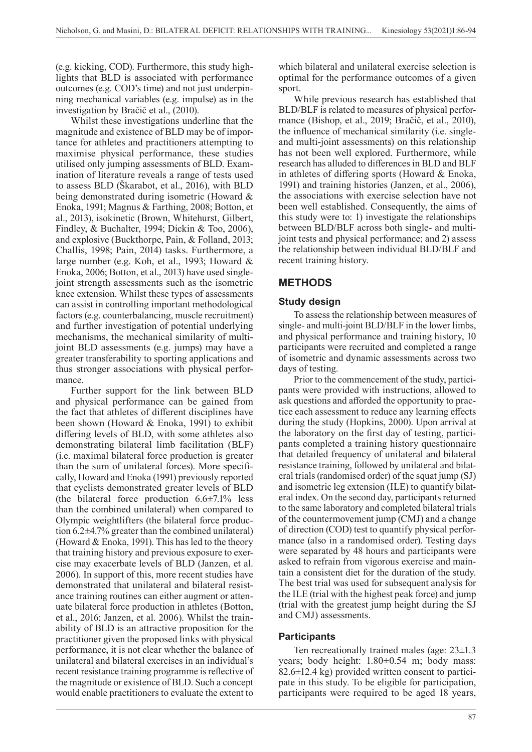(e.g. kicking, COD). Furthermore, this study highlights that BLD is associated with performance outcomes (e.g. COD's time) and not just underpinning mechanical variables (e.g. impulse) as in the investigation by Bračič et al., (2010).

Whilst these investigations underline that the magnitude and existence of BLD may be of importance for athletes and practitioners attempting to maximise physical performance, these studies utilised only jumping assessments of BLD. Examination of literature reveals a range of tests used to assess BLD (Škarabot, et al., 2016), with BLD being demonstrated during isometric (Howard & Enoka, 1991; Magnus & Farthing, 2008; Botton, et al., 2013), isokinetic (Brown, Whitehurst, Gilbert, Findley, & Buchalter, 1994; Dickin & Too, 2006), and explosive (Buckthorpe, Pain, & Folland, 2013; Challis, 1998; Pain, 2014) tasks. Furthermore, a large number (e.g. Koh, et al., 1993; Howard & Enoka, 2006; Botton, et al., 2013) have used single-joint strength assessments such as the isometric knee extension. Whilst these types of assessments can assist in controlling important methodological factors (e.g. counterbalancing, muscle recruitment) and further investigation of potential underlying mechanisms, the mechanical similarity of multi-joint BLD assessments (e.g. jumps) may have a greater transferability to sporting applications and thus stronger associations with physical performance.

Further support for the link between BLD and physical performance can be gained from the fact that athletes of different disciplines have been shown (Howard & Enoka, 1991) to exhibit differing levels of BLD, with some athletes also demonstrating bilateral limb facilitation (BLF) (i.e. maximal bilateral force production is greater than the sum of unilateral forces). More specifically, Howard and Enoka (1991) previously reported that cyclists demonstrated greater levels of BLD (the bilateral force production 6.6±7.1% less than the combined unilateral) when compared to Olympic weightlifters (the bilateral force production 6.2±4.7% greater than the combined unilateral) (Howard & Enoka, 1991). This has led to the theory that training history and previous exposure to exercise may exacerbate levels of BLD (Janzen, et al. 2006). In support of this, more recent studies have demonstrated that unilateral and bilateral resistance training routines can either augment or attenuate bilateral force production in athletes (Botton, et al., 2016; Janzen, et al. 2006). Whilst the trainability of BLD is an attractive proposition for the practitioner given the proposed links with physical performance, it is not clear whether the balance of unilateral and bilateral exercises in an individual's recent resistance training programme is reflective of the magnitude or existence of BLD. Such a concept would enable practitioners to evaluate the extent to which bilateral and unilateral exercise selection is optimal for the performance outcomes of a given sport.

While previous research has established that BLD/BLF is related to measures of physical performance (Bishop, et al., 2019; Bračič, et al., 2010), the influence of mechanical similarity (i.e. single- and multi-joint assessments) on this relationship has not been well explored. Furthermore, while research has alluded to differences in BLD and BLF in athletes of differing sports (Howard & Enoka, 1991) and training histories (Janzen, et al., 2006), the associations with exercise selection have not been well established. Consequently, the aims of this study were to: 1) investigate the relationships between BLD/BLF across both single- and multi-joint tests and physical performance; and 2) assess the relationship between individual BLD/BLF and recent training history.

## METHODS

### Study design

To assess the relationship between measures of single- and multi-joint BLD/BLF in the lower limbs, and physical performance and training history, 10 participants were recruited and completed a range of isometric and dynamic assessments across two days of testing.

Prior to the commencement of the study, participants were provided with instructions, allowed to ask questions and afforded the opportunity to practice each assessment to reduce any learning effects during the study (Hopkins, 2000). Upon arrival at the laboratory on the first day of testing, participants completed a training history questionnaire that detailed frequency of unilateral and bilateral resistance training, followed by unilateral and bilateral trials (randomised order) of the squat jump (SJ) and isometric leg extension (ILE) to quantify bilateral index. On the second day, participants returned to the same laboratory and completed bilateral trials of the countermovement jump (CMJ) and a change of direction (COD) test to quantify physical performance (also in a randomised order). Testing days were separated by 48 hours and participants were asked to refrain from vigorous exercise and maintain a consistent diet for the duration of the study. The best trial was used for subsequent analysis for the ILE (trial with the highest peak force) and jump (trial with the greatest jump height during the SJ and CMJ) assessments.

### Participants

Ten recreationally trained males (age: 23±1.3 years; body height: 1.80±0.54 m; body mass: 82.6±12.4 kg) provided written consent to participate in this study. To be eligible for participation, participants were required to be aged 18 years,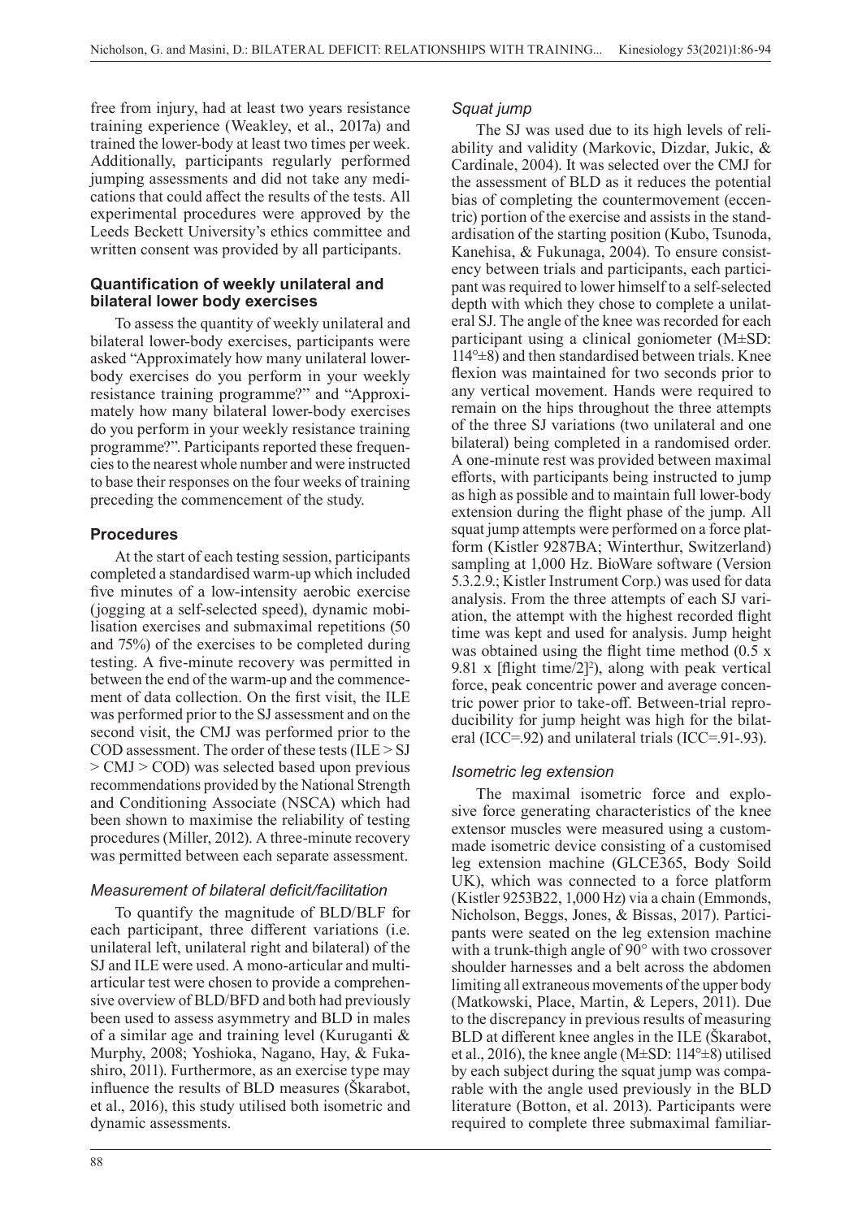free from injury, had at least two years resistance training experience (Weakley, et al., 2017a) and trained the lower-body at least two times per week. Additionally, participants regularly performed jumping assessments and did not take any medications that could affect the results of the tests. All experimental procedures were approved by the Leeds Beckett University's ethics committee and written consent was provided by all participants.

### Quantification of weekly unilateral and bilateral lower body exercises

To assess the quantity of weekly unilateral and bilateral lower-body exercises, participants were asked "Approximately how many unilateral lower-body exercises do you perform in your weekly resistance training programme?" and "Approximately how many bilateral lower-body exercises do you perform in your weekly resistance training programme?". Participants reported these frequencies to the nearest whole number and were instructed to base their responses on the four weeks of training preceding the commencement of the study.

### Procedures

At the start of each testing session, participants completed a standardised warm-up which included five minutes of a low-intensity aerobic exercise (jogging at a self-selected speed), dynamic mobilisation exercises and submaximal repetitions (50 and 75%) of the exercises to be completed during testing. A five-minute recovery was permitted in between the end of the warm-up and the commencement of data collection. On the first visit, the ILE was performed prior to the SJ assessment and on the second visit, the CMJ was performed prior to the COD assessment. The order of these tests (ILE > SJ > CMJ > COD) was selected based upon previous recommendations provided by the National Strength and Conditioning Associate (NSCA) which had been shown to maximise the reliability of testing procedures (Miller, 2012). A three-minute recovery was permitted between each separate assessment.

#### *Measurement of bilateral deficit/facilitation*

To quantify the magnitude of BLD/BLF for each participant, three different variations (i.e. unilateral left, unilateral right and bilateral) of the SJ and ILE were used. A mono-articular and multi-articular test were chosen to provide a comprehensive overview of BLD/BFD and both had previously been used to assess asymmetry and BLD in males of a similar age and training level (Kuruganti & Murphy, 2008; Yoshioka, Nagano, Hay, & Fukashiro, 2011). Furthermore, as an exercise type may influence the results of BLD measures (Škarabot, et al., 2016), this study utilised both isometric and dynamic assessments.

#### *Squat jump*

The SJ was used due to its high levels of reliability and validity (Markovic, Dizdar, Jukic, & Cardinale, 2004). It was selected over the CMJ for the assessment of BLD as it reduces the potential bias of completing the countermovement (eccentric) portion of the exercise and assists in the standardisation of the starting position (Kubo, Tsunoda, Kanehisa, & Fukunaga, 2004). To ensure consistency between trials and participants, each participant was required to lower himself to a self-selected depth with which they chose to complete a unilateral SJ. The angle of the knee was recorded for each participant using a clinical goniometer (M±SD: 114°±8) and then standardised between trials. Knee flexion was maintained for two seconds prior to any vertical movement. Hands were required to remain on the hips throughout the three attempts of the three SJ variations (two unilateral and one bilateral) being completed in a randomised order. A one-minute rest was provided between maximal efforts, with participants being instructed to jump as high as possible and to maintain full lower-body extension during the flight phase of the jump. All squat jump attempts were performed on a force platform (Kistler 9287BA; Winterthur, Switzerland) sampling at 1,000 Hz. BioWare software (Version 5.3.2.9.; Kistler Instrument Corp.) was used for data analysis. From the three attempts of each SJ variation, the attempt with the highest recorded flight time was kept and used for analysis. Jump height was obtained using the flight time method ($0.5 \times 9.81 \times [\text{flight time}/2]^2$), along with peak vertical force, peak concentric power and average concentric power prior to take-off. Between-trial reproducibility for jump height was high for the bilateral (ICC=.92) and unilateral trials (ICC=.91-.93).

#### *Isometric leg extension*

The maximal isometric force and explosive force generating characteristics of the knee extensor muscles were measured using a custom-made isometric device consisting of a customised leg extension machine (GLCE365, Body Soild UK), which was connected to a force platform (Kistler 9253B22, 1,000 Hz) via a chain (Emmonds, Nicholson, Beggs, Jones, & Bissas, 2017). Participants were seated on the leg extension machine with a trunk-thigh angle of 90° with two crossover shoulder harnesses and a belt across the abdomen limiting all extraneous movements of the upper body (Matkowski, Place, Martin, & Lepers, 2011). Due to the discrepancy in previous results of measuring BLD at different knee angles in the ILE (Škarabot, et al., 2016), the knee angle (M±SD: 114°±8) utilised by each subject during the squat jump was comparable with the angle used previously in the BLD literature (Botton, et al. 2013). Participants were required to complete three submaximal familiar-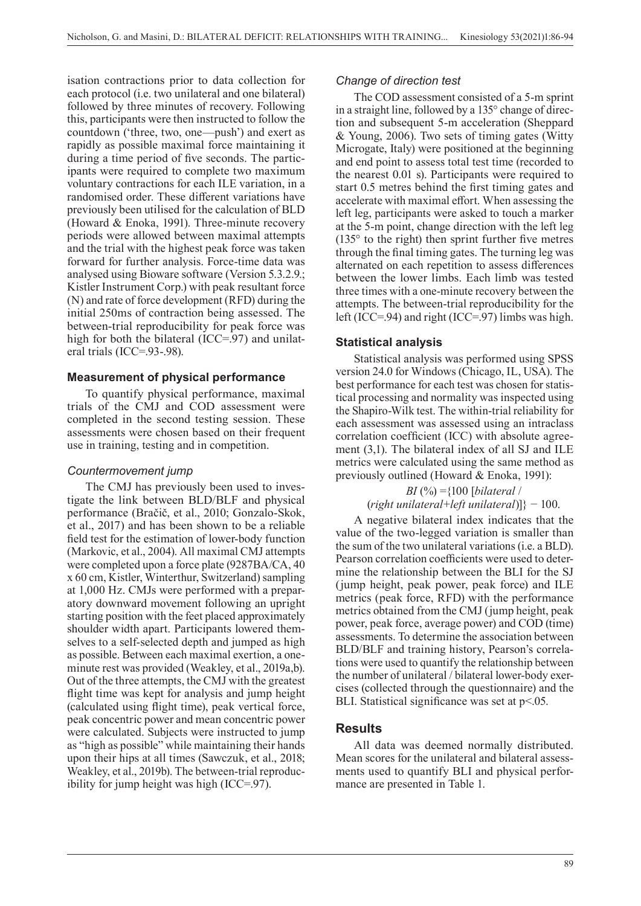isation contractions prior to data collection for each protocol (i.e. two unilateral and one bilateral) followed by three minutes of recovery. Following this, participants were then instructed to follow the countdown ('three, two, one—push') and exert as rapidly as possible maximal force maintaining it during a time period of five seconds. The participants were required to complete two maximum voluntary contractions for each ILE variation, in a randomised order. These different variations have previously been utilised for the calculation of BLD (Howard & Enoka, 1991). Three-minute recovery periods were allowed between maximal attempts and the trial with the highest peak force was taken forward for further analysis. Force-time data was analysed using Bioware software (Version 5.3.2.9.; Kistler Instrument Corp.) with peak resultant force (N) and rate of force development (RFD) during the initial 250ms of contraction being assessed. The between-trial reproducibility for peak force was high for both the bilateral (ICC=.97) and unilateral trials (ICC=.93-.98).

## Measurement of physical performance

To quantify physical performance, maximal trials of the CMJ and COD assessment were completed in the second testing session. These assessments were chosen based on their frequent use in training, testing and in competition.

### *Countermovement jump*

The CMJ has previously been used to investigate the link between BLD/BLF and physical performance (Bračič, et al., 2010; Gonzalo-Skok, et al., 2017) and has been shown to be a reliable field test for the estimation of lower-body function (Markovic, et al., 2004). All maximal CMJ attempts were completed upon a force plate (9287BA/CA, 40 x 60 cm, Kistler, Winterthur, Switzerland) sampling at 1,000 Hz. CMJs were performed with a preparatory downward movement following an upright starting position with the feet placed approximately shoulder width apart. Participants lowered themselves to a self-selected depth and jumped as high as possible. Between each maximal exertion, a one-minute rest was provided (Weakley, et al., 2019a,b). Out of the three attempts, the CMJ with the greatest flight time was kept for analysis and jump height (calculated using flight time), peak vertical force, peak concentric power and mean concentric power were calculated. Subjects were instructed to jump as "high as possible" while maintaining their hands upon their hips at all times (Sawczuk, et al., 2018; Weakley, et al., 2019b). The between-trial reproducibility for jump height was high (ICC=.97).

### *Change of direction test*

The COD assessment consisted of a 5-m sprint in a straight line, followed by a 135° change of direction and subsequent 5-m acceleration (Sheppard & Young, 2006). Two sets of timing gates (Witty Microgate, Italy) were positioned at the beginning and end point to assess total test time (recorded to the nearest 0.01 s). Participants were required to start 0.5 metres behind the first timing gates and accelerate with maximal effort. When assessing the left leg, participants were asked to touch a marker at the 5-m point, change direction with the left leg (135° to the right) then sprint further five metres through the final timing gates. The turning leg was alternated on each repetition to assess differences between the lower limbs. Each limb was tested three times with a one-minute recovery between the attempts. The between-trial reproducibility for the left (ICC=.94) and right (ICC=.97) limbs was high.

## Statistical analysis

Statistical analysis was performed using SPSS version 24.0 for Windows (Chicago, IL, USA). The best performance for each test was chosen for statistical processing and normality was inspected using the Shapiro-Wilk test. The within-trial reliability for each assessment was assessed using an intraclass correlation coefficient (ICC) with absolute agreement (3,1). The bilateral index of all SJ and ILE metrics were calculated using the same method as previously outlined (Howard & Enoka, 1991):

$$BI\ (\%) = \{100\ [bilateral\ /\ (right\ unilateral + left\ unilateral)]\} - 100.$$

A negative bilateral index indicates that the value of the two-legged variation is smaller than the sum of the two unilateral variations (i.e. a BLD). Pearson correlation coefficients were used to determine the relationship between the BLI for the SJ (jump height, peak power, peak force) and ILE metrics (peak force, RFD) with the performance metrics obtained from the CMJ (jump height, peak power, peak force, average power) and COD (time) assessments. To determine the association between BLD/BLF and training history, Pearson's correlations were used to quantify the relationship between the number of unilateral / bilateral lower-body exercises (collected through the questionnaire) and the BLI. Statistical significance was set at $p<.05$.

## Results

All data was deemed normally distributed. Mean scores for the unilateral and bilateral assessments used to quantify BLI and physical performance are presented in Table 1.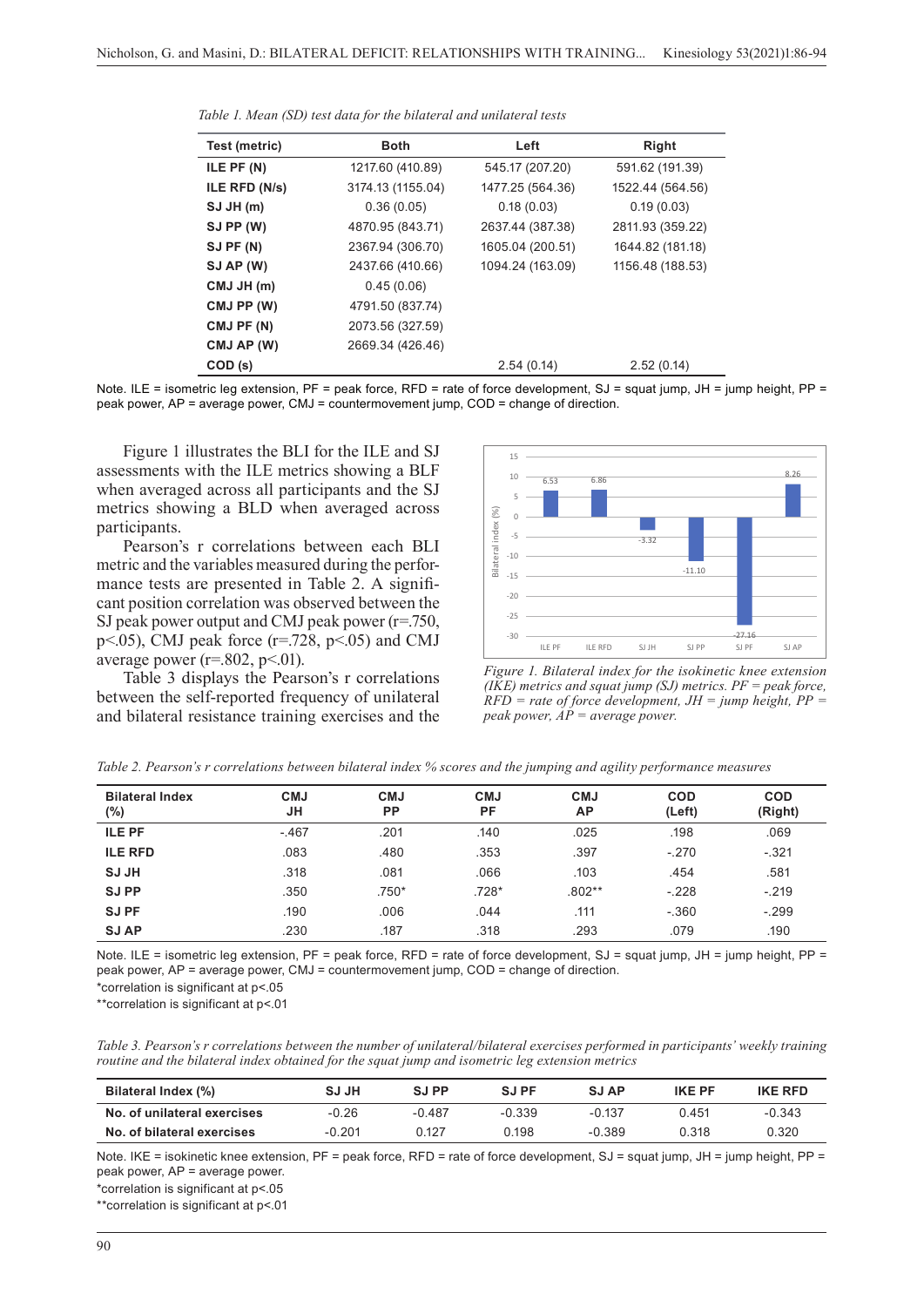*Table 1. Mean (SD) test data for the bilateral and unilateral tests*

| Test (metric) | Both | Left | Right |
|---|---|---|---|
| ILE PF (N) | 1217.60 (410.89) | 545.17 (207.20) | 591.62 (191.39) |
| ILE RFD (N/s) | 3174.13 (1155.04) | 1477.25 (564.36) | 1522.44 (564.56) |
| SJ JH (m) | 0.36 (0.05) | 0.18 (0.03) | 0.19 (0.03) |
| SJ PP (W) | 4870.95 (843.71) | 2637.44 (387.38) | 2811.93 (359.22) |
| SJ PF (N) | 2367.94 (306.70) | 1605.04 (200.51) | 1644.82 (181.18) |
| SJ AP (W) | 2437.66 (410.66) | 1094.24 (163.09) | 1156.48 (188.53) |
| CMJ JH (m) | 0.45 (0.06) | | |
| CMJ PP (W) | 4791.50 (837.74) | | |
| CMJ PF (N) | 2073.56 (327.59) | | |
| CMJ AP (W) | 2669.34 (426.46) | | |
| COD (s) | | 2.54 (0.14) | 2.52 (0.14) |

Note. ILE = isometric leg extension, PF = peak force, RFD = rate of force development, SJ = squat jump, JH = jump height, PP = peak power, AP = average power, CMJ = countermovement jump, COD = change of direction.

Figure 1 illustrates the BLI for the ILE and SJ assessments with the ILE metrics showing a BLF when averaged across all participants and the SJ metrics showing a BLD when averaged across participants.

Pearson's r correlations between each BLI metric and the variables measured during the performance tests are presented in Table 2. A significant position correlation was observed between the SJ peak power output and CMJ peak power ($r=.750$, $p<.05$), CMJ peak force ($r=.728$, $p<.05$) and CMJ average power ($r=.802$, $p<.01$).

Table 3 displays the Pearson's r correlations between the self-reported frequency of unilateral and bilateral resistance training exercises and the

*Figure 1. Bilateral index for the isokinetic knee extension (IKE) metrics and squat jump (SJ) metrics. PF = peak force, RFD = rate of force development, JH = jump height, PP = peak power, AP = average power.*

*Table 2. Pearson's r correlations between bilateral index % scores and the jumping and agility performance measures*

| Bilateral Index (%) | CMJ JH | CMJ PP | CMJ PF | CMJ AP | COD (Left) | COD (Right) |
|---|---|---|---|---|---|---|
| ILE PF | -.467 | .201 | .140 | .025 | .198 | .069 |
| ILE RFD | .083 | .480 | .353 | .397 | -.270 | -.321 |
| SJ JH | .318 | .081 | .066 | .103 | .454 | .581 |
| SJ PP | .350 | .750* | .728* | .802** | -.228 | -.219 |
| SJ PF | .190 | .006 | .044 | .111 | -.360 | -.299 |
| SJ AP | .230 | .187 | .318 | .293 | .079 | .190 |

Note. ILE = isometric leg extension, PF = peak force, RFD = rate of force development, SJ = squat jump, JH = jump height, PP = peak power, AP = average power, CMJ = countermovement jump, COD = change of direction.
*correlation is significant at p<.05
**correlation is significant at p<.01

*Table 3. Pearson's r correlations between the number of unilateral/bilateral exercises performed in participants' weekly training routine and the bilateral index obtained for the squat jump and isometric leg extension metrics*

| Bilateral Index (%) | SJ JH | SJ PP | SJ PF | SJ AP | IKE PF | IKE RFD |
|---|---|---|---|---|---|---|
| No. of unilateral exercises | -0.26 | -0.487 | -0.339 | -0.137 | 0.451 | -0.343 |
| No. of bilateral exercises | -0.201 | 0.127 | 0.198 | -0.389 | 0.318 | 0.320 |

Note. IKE = isokinetic knee extension, PF = peak force, RFD = rate of force development, SJ = squat jump, JH = jump height, PP = peak power, AP = average power.
*correlation is significant at p<.05
**correlation is significant at p<.01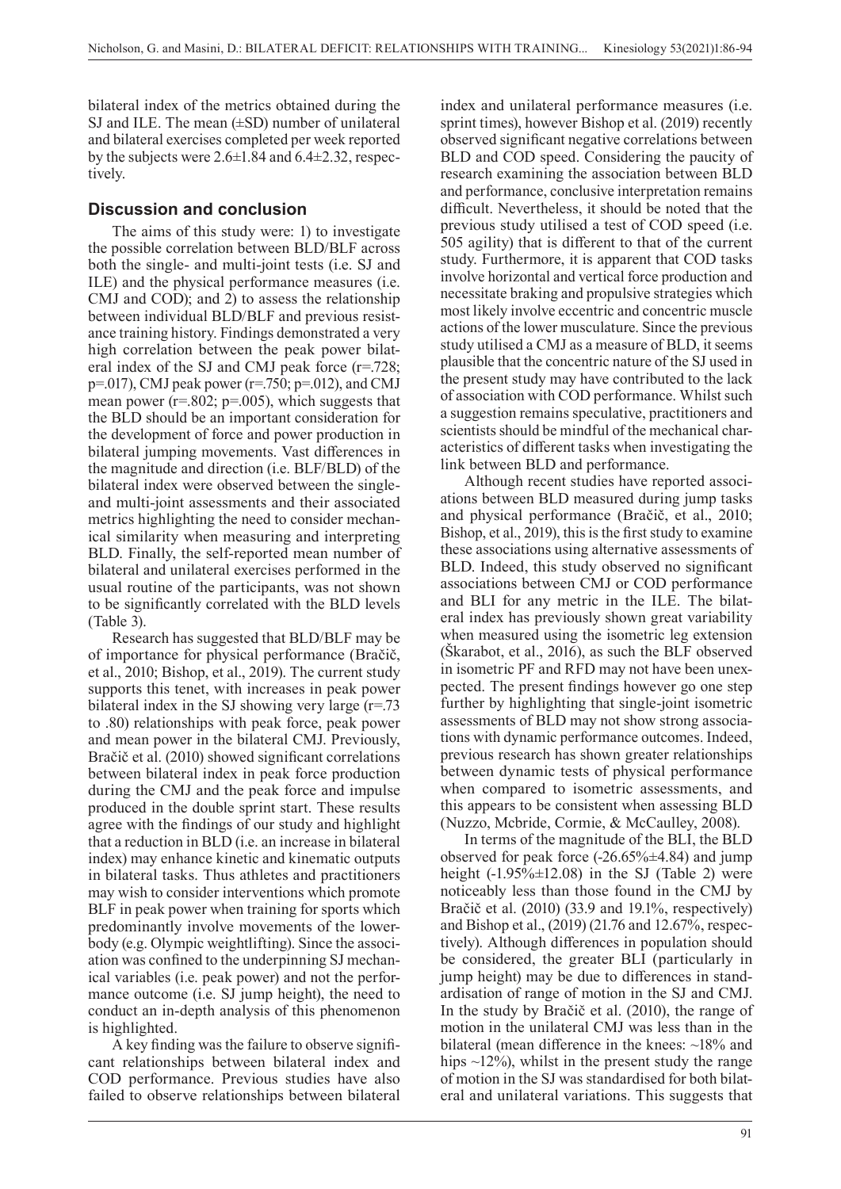bilateral index of the metrics obtained during the SJ and ILE. The mean (±SD) number of unilateral and bilateral exercises completed per week reported by the subjects were 2.6±1.84 and 6.4±2.32, respectively.

## Discussion and conclusion

The aims of this study were: 1) to investigate the possible correlation between BLD/BLF across both the single- and multi-joint tests (i.e. SJ and ILE) and the physical performance measures (i.e. CMJ and COD); and 2) to assess the relationship between individual BLD/BLF and previous resistance training history. Findings demonstrated a very high correlation between the peak power bilateral index of the SJ and CMJ peak force ($r=.728$; $p=.017$), CMJ peak power ($r=.750$; $p=.012$), and CMJ mean power ($r=.802$; $p=.005$), which suggests that the BLD should be an important consideration for the development of force and power production in bilateral jumping movements. Vast differences in the magnitude and direction (i.e. BLF/BLD) of the bilateral index were observed between the single- and multi-joint assessments and their associated metrics highlighting the need to consider mechanical similarity when measuring and interpreting BLD. Finally, the self-reported mean number of bilateral and unilateral exercises performed in the usual routine of the participants, was not shown to be significantly correlated with the BLD levels (Table 3).

Research has suggested that BLD/BLF may be of importance for physical performance (Bračič, et al., 2010; Bishop, et al., 2019). The current study supports this tenet, with increases in peak power bilateral index in the SJ showing very large ($r=.73$ to $.80$) relationships with peak force, peak power and mean power in the bilateral CMJ. Previously, Bračič et al. (2010) showed significant correlations between bilateral index in peak force production during the CMJ and the peak force and impulse produced in the double sprint start. These results agree with the findings of our study and highlight that a reduction in BLD (i.e. an increase in bilateral index) may enhance kinetic and kinematic outputs in bilateral tasks. Thus athletes and practitioners may wish to consider interventions which promote BLF in peak power when training for sports which predominantly involve movements of the lower-body (e.g. Olympic weightlifting). Since the association was confined to the underpinning SJ mechanical variables (i.e. peak power) and not the performance outcome (i.e. SJ jump height), the need to conduct an in-depth analysis of this phenomenon is highlighted.

A key finding was the failure to observe significant relationships between bilateral index and COD performance. Previous studies have also failed to observe relationships between bilateral index and unilateral performance measures (i.e. sprint times), however Bishop et al. (2019) recently observed significant negative correlations between BLD and COD speed. Considering the paucity of research examining the association between BLD and performance, conclusive interpretation remains difficult. Nevertheless, it should be noted that the previous study utilised a test of COD speed (i.e. 505 agility) that is different to that of the current study. Furthermore, it is apparent that COD tasks involve horizontal and vertical force production and necessitate braking and propulsive strategies which most likely involve eccentric and concentric muscle actions of the lower musculature. Since the previous study utilised a CMJ as a measure of BLD, it seems plausible that the concentric nature of the SJ used in the present study may have contributed to the lack of association with COD performance. Whilst such a suggestion remains speculative, practitioners and scientists should be mindful of the mechanical characteristics of different tasks when investigating the link between BLD and performance.

Although recent studies have reported associations between BLD measured during jump tasks and physical performance (Bračič, et al., 2010; Bishop, et al., 2019), this is the first study to examine these associations using alternative assessments of BLD. Indeed, this study observed no significant associations between CMJ or COD performance and BLI for any metric in the ILE. The bilateral index has previously shown great variability when measured using the isometric leg extension (Škarabot, et al., 2016), as such the BLF observed in isometric PF and RFD may not have been unexpected. The present findings however go one step further by highlighting that single-joint isometric assessments of BLD may not show strong associations with dynamic performance outcomes. Indeed, previous research has shown greater relationships between dynamic tests of physical performance when compared to isometric assessments, and this appears to be consistent when assessing BLD (Nuzzo, Mcbride, Cormie, & McCaulley, 2008).

In terms of the magnitude of the BLI, the BLD observed for peak force (-26.65%±4.84) and jump height (-1.95%±12.08) in the SJ (Table 2) were noticeably less than those found in the CMJ by Bračič et al. (2010) (33.9 and 19.1%, respectively) and Bishop et al., (2019) (21.76 and 12.67%, respectively). Although differences in population should be considered, the greater BLI (particularly in jump height) may be due to differences in standardisation of range of motion in the SJ and CMJ. In the study by Bračič et al. (2010), the range of motion in the unilateral CMJ was less than in the bilateral (mean difference in the knees: ~18% and hips ~12%), whilst in the present study the range of motion in the SJ was standardised for both bilateral and unilateral variations. This suggests that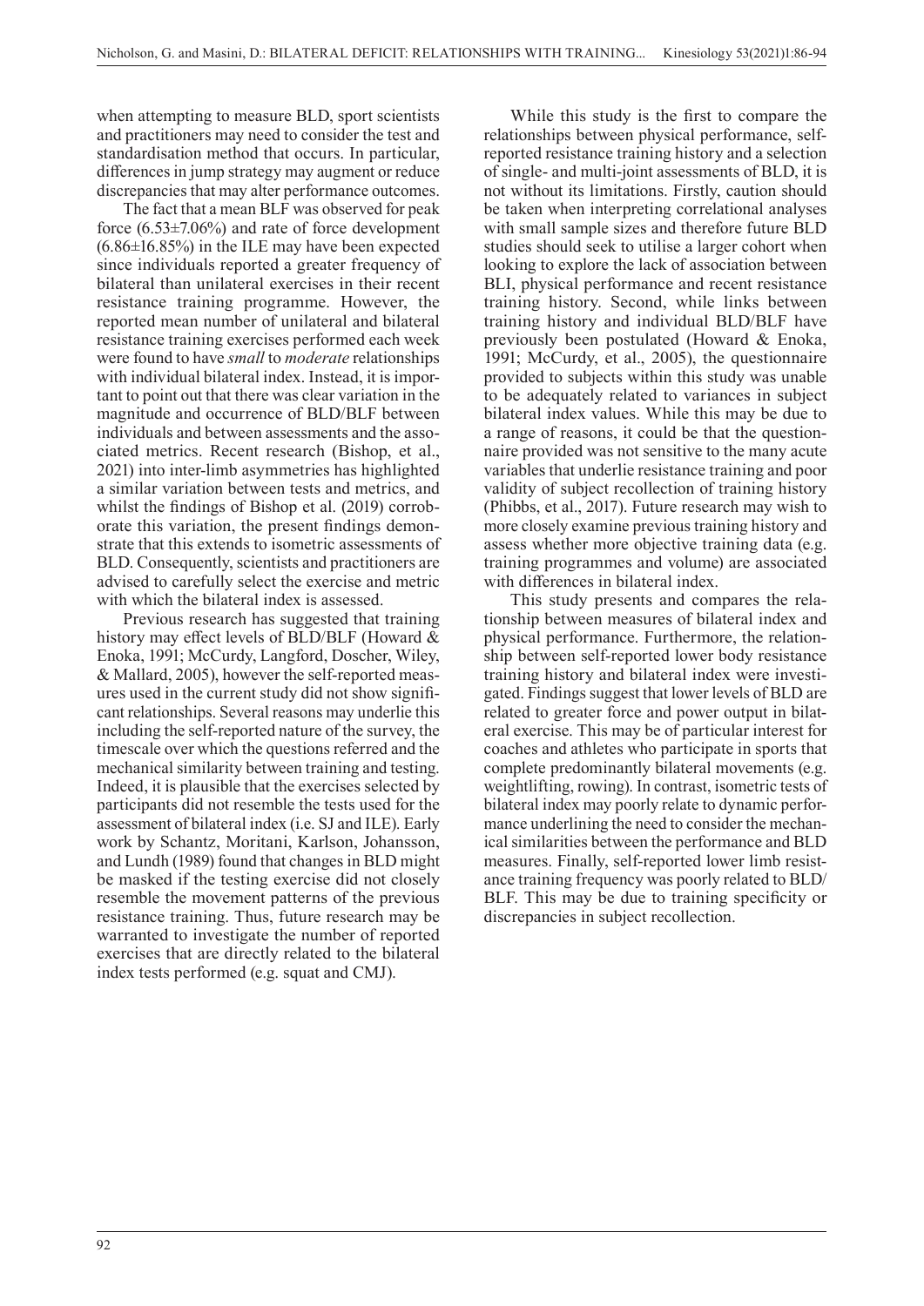when attempting to measure BLD, sport scientists and practitioners may need to consider the test and standardisation method that occurs. In particular, differences in jump strategy may augment or reduce discrepancies that may alter performance outcomes.

The fact that a mean BLF was observed for peak force (6.53±7.06%) and rate of force development (6.86±16.85%) in the ILE may have been expected since individuals reported a greater frequency of bilateral than unilateral exercises in their recent resistance training programme. However, the reported mean number of unilateral and bilateral resistance training exercises performed each week were found to have *small* to *moderate* relationships with individual bilateral index. Instead, it is important to point out that there was clear variation in the magnitude and occurrence of BLD/BLF between individuals and between assessments and the associated metrics. Recent research (Bishop, et al., 2021) into inter-limb asymmetries has highlighted a similar variation between tests and metrics, and whilst the findings of Bishop et al. (2019) corroborate this variation, the present findings demonstrate that this extends to isometric assessments of BLD. Consequently, scientists and practitioners are advised to carefully select the exercise and metric with which the bilateral index is assessed.

Previous research has suggested that training history may effect levels of BLD/BLF (Howard & Enoka, 1991; McCurdy, Langford, Doscher, Wiley, & Mallard, 2005), however the self-reported measures used in the current study did not show significant relationships. Several reasons may underlie this including the self-reported nature of the survey, the timescale over which the questions referred and the mechanical similarity between training and testing. Indeed, it is plausible that the exercises selected by participants did not resemble the tests used for the assessment of bilateral index (i.e. SJ and ILE). Early work by Schantz, Moritani, Karlson, Johansson, and Lundh (1989) found that changes in BLD might be masked if the testing exercise did not closely resemble the movement patterns of the previous resistance training. Thus, future research may be warranted to investigate the number of reported exercises that are directly related to the bilateral index tests performed (e.g. squat and CMJ).

While this study is the first to compare the relationships between physical performance, self-reported resistance training history and a selection of single- and multi-joint assessments of BLD, it is not without its limitations. Firstly, caution should be taken when interpreting correlational analyses with small sample sizes and therefore future BLD studies should seek to utilise a larger cohort when looking to explore the lack of association between BLI, physical performance and recent resistance training history. Second, while links between training history and individual BLD/BLF have previously been postulated (Howard & Enoka, 1991; McCurdy, et al., 2005), the questionnaire provided to subjects within this study was unable to be adequately related to variances in subject bilateral index values. While this may be due to a range of reasons, it could be that the questionnaire provided was not sensitive to the many acute variables that underlie resistance training and poor validity of subject recollection of training history (Phibbs, et al., 2017). Future research may wish to more closely examine previous training history and assess whether more objective training data (e.g. training programmes and volume) are associated with differences in bilateral index.

This study presents and compares the relationship between measures of bilateral index and physical performance. Furthermore, the relationship between self-reported lower body resistance training history and bilateral index were investigated. Findings suggest that lower levels of BLD are related to greater force and power output in bilateral exercise. This may be of particular interest for coaches and athletes who participate in sports that complete predominantly bilateral movements (e.g. weightlifting, rowing). In contrast, isometric tests of bilateral index may poorly relate to dynamic performance underlining the need to consider the mechanical similarities between the performance and BLD measures. Finally, self-reported lower limb resistance training frequency was poorly related to BLD/BLF. This may be due to training specificity or discrepancies in subject recollection.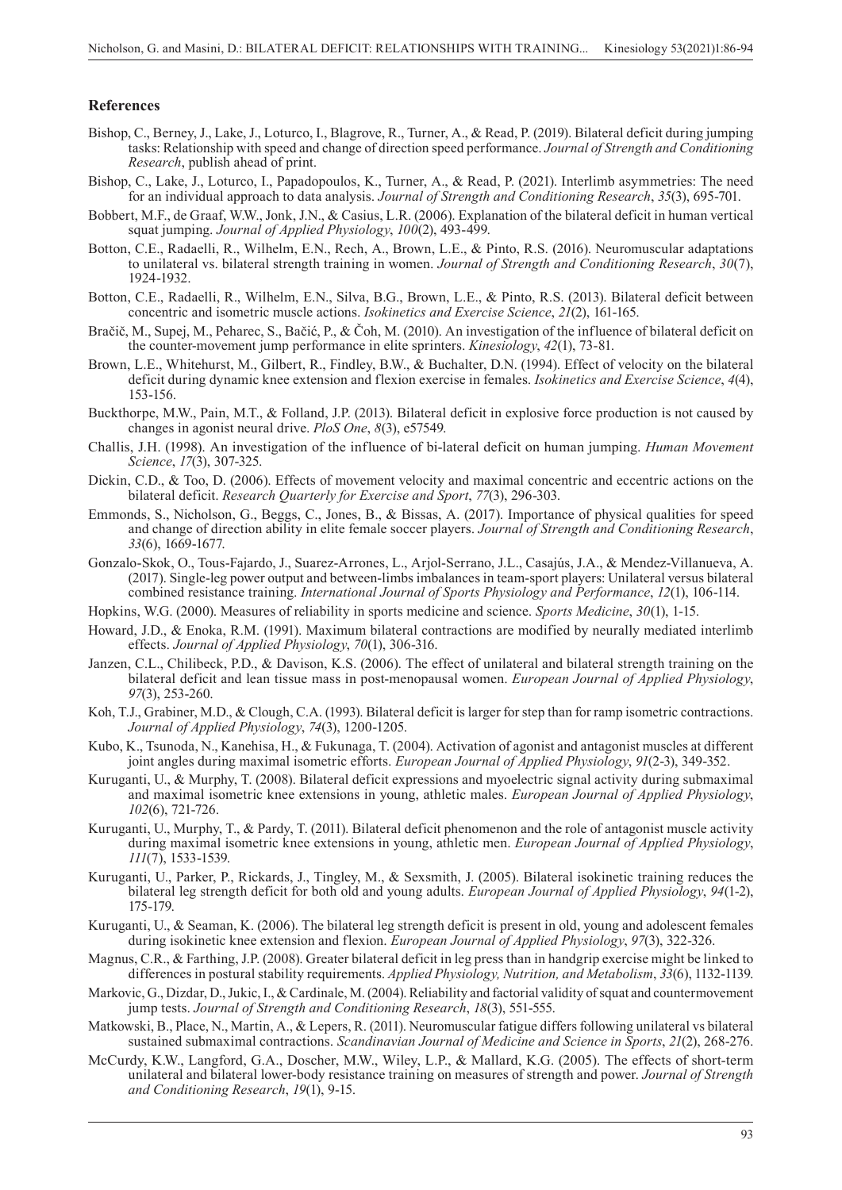## References

Bishop, C., Berney, J., Lake, J., Loturco, I., Blagrove, R., Turner, A., & Read, P. (2019). Bilateral deficit during jumping tasks: Relationship with speed and change of direction speed performance. *Journal of Strength and Conditioning Research*, publish ahead of print.

Bishop, C., Lake, J., Loturco, I., Papadopoulos, K., Turner, A., & Read, P. (2021). Interlimb asymmetries: The need for an individual approach to data analysis. *Journal of Strength and Conditioning Research*, *35*(3), 695-701.

Bobbert, M.F., de Graaf, W.W., Jonk, J.N., & Casius, L.R. (2006). Explanation of the bilateral deficit in human vertical squat jumping. *Journal of Applied Physiology*, *100*(2), 493-499.

Botton, C.E., Radaelli, R., Wilhelm, E.N., Rech, A., Brown, L.E., & Pinto, R.S. (2016). Neuromuscular adaptations to unilateral vs. bilateral strength training in women. *Journal of Strength and Conditioning Research*, *30*(7), 1924-1932.

Botton, C.E., Radaelli, R., Wilhelm, E.N., Silva, B.G., Brown, L.E., & Pinto, R.S. (2013). Bilateral deficit between concentric and isometric muscle actions. *Isokinetics and Exercise Science*, *21*(2), 161-165.

Bračič, M., Supej, M., Peharec, S., Bačić, P., & Čoh, M. (2010). An investigation of the influence of bilateral deficit on the counter-movement jump performance in elite sprinters. *Kinesiology*, *42*(1), 73-81.

Brown, L.E., Whitehurst, M., Gilbert, R., Findley, B.W., & Buchalter, D.N. (1994). Effect of velocity on the bilateral deficit during dynamic knee extension and flexion exercise in females. *Isokinetics and Exercise Science*, *4*(4), 153-156.

Buckthorpe, M.W., Pain, M.T., & Folland, J.P. (2013). Bilateral deficit in explosive force production is not caused by changes in agonist neural drive. *PloS One*, *8*(3), e57549.

Challis, J.H. (1998). An investigation of the influence of bi-lateral deficit on human jumping. *Human Movement Science*, *17*(3), 307-325.

Dickin, C.D., & Too, D. (2006). Effects of movement velocity and maximal concentric and eccentric actions on the bilateral deficit. *Research Quarterly for Exercise and Sport*, *77*(3), 296-303.

Emmonds, S., Nicholson, G., Beggs, C., Jones, B., & Bissas, A. (2017). Importance of physical qualities for speed and change of direction ability in elite female soccer players. *Journal of Strength and Conditioning Research*, *33*(6), 1669-1677.

Gonzalo-Skok, O., Tous-Fajardo, J., Suarez-Arrones, L., Arjol-Serrano, J.L., Casajús, J.A., & Mendez-Villanueva, A. (2017). Single-leg power output and between-limbs imbalances in team-sport players: Unilateral versus bilateral combined resistance training. *International Journal of Sports Physiology and Performance*, *12*(1), 106-114.

Hopkins, W.G. (2000). Measures of reliability in sports medicine and science. *Sports Medicine*, *30*(1), 1-15.

Howard, J.D., & Enoka, R.M. (1991). Maximum bilateral contractions are modified by neurally mediated interlimb effects. *Journal of Applied Physiology*, *70*(1), 306-316.

Janzen, C.L., Chilibeck, P.D., & Davison, K.S. (2006). The effect of unilateral and bilateral strength training on the bilateral deficit and lean tissue mass in post-menopausal women. *European Journal of Applied Physiology*, *97*(3), 253-260.

Koh, T.J., Grabiner, M.D., & Clough, C.A. (1993). Bilateral deficit is larger for step than for ramp isometric contractions. *Journal of Applied Physiology*, *74*(3), 1200-1205.

Kubo, K., Tsunoda, N., Kanehisa, H., & Fukunaga, T. (2004). Activation of agonist and antagonist muscles at different joint angles during maximal isometric efforts. *European Journal of Applied Physiology*, *91*(2-3), 349-352.

Kuruganti, U., & Murphy, T. (2008). Bilateral deficit expressions and myoelectric signal activity during submaximal and maximal isometric knee extensions in young, athletic males. *European Journal of Applied Physiology*, *102*(6), 721-726.

Kuruganti, U., Murphy, T., & Pardy, T. (2011). Bilateral deficit phenomenon and the role of antagonist muscle activity during maximal isometric knee extensions in young, athletic men. *European Journal of Applied Physiology*, *111*(7), 1533-1539.

Kuruganti, U., Parker, P., Rickards, J., Tingley, M., & Sexsmith, J. (2005). Bilateral isokinetic training reduces the bilateral leg strength deficit for both old and young adults. *European Journal of Applied Physiology*, *94*(1-2), 175-179.

Kuruganti, U., & Seaman, K. (2006). The bilateral leg strength deficit is present in old, young and adolescent females during isokinetic knee extension and flexion. *European Journal of Applied Physiology*, *97*(3), 322-326.

Magnus, C.R., & Farthing, J.P. (2008). Greater bilateral deficit in leg press than in handgrip exercise might be linked to differences in postural stability requirements. *Applied Physiology, Nutrition, and Metabolism*, *33*(6), 1132-1139.

Markovic, G., Dizdar, D., Jukic, I., & Cardinale, M. (2004). Reliability and factorial validity of squat and countermovement jump tests. *Journal of Strength and Conditioning Research*, *18*(3), 551-555.

Matkowski, B., Place, N., Martin, A., & Lepers, R. (2011). Neuromuscular fatigue differs following unilateral vs bilateral sustained submaximal contractions. *Scandinavian Journal of Medicine and Science in Sports*, *21*(2), 268-276.

McCurdy, K.W., Langford, G.A., Doscher, M.W., Wiley, L.P., & Mallard, K.G. (2005). The effects of short-term unilateral and bilateral lower-body resistance training on measures of strength and power. *Journal of Strength and Conditioning Research*, *19*(1), 9-15.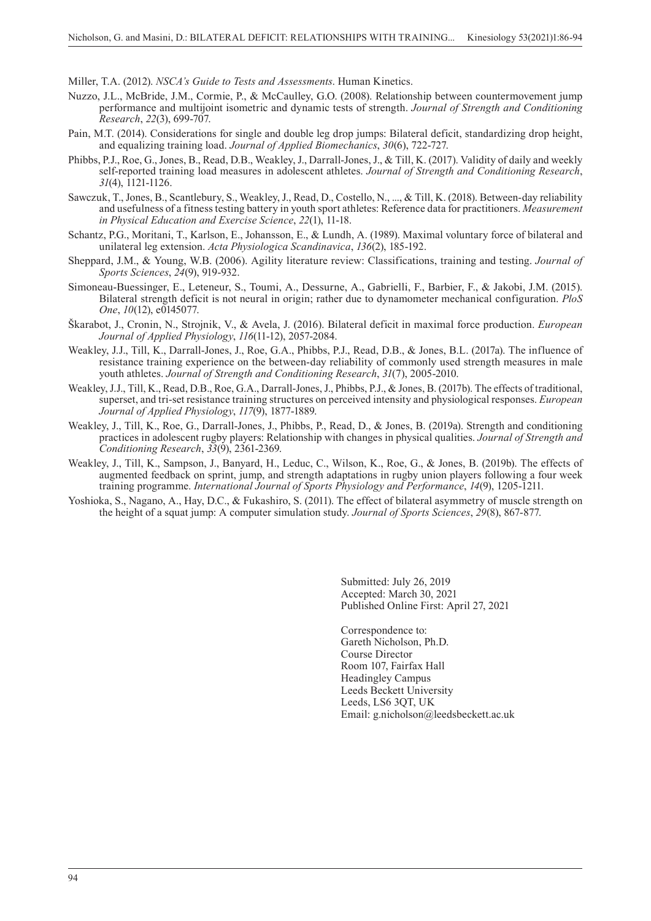Miller, T.A. (2012). *NSCA's Guide to Tests and Assessments*. Human Kinetics.

Nuzzo, J.L., McBride, J.M., Cormie, P., & McCaulley, G.O. (2008). Relationship between countermovement jump performance and multijoint isometric and dynamic tests of strength. *Journal of Strength and Conditioning Research*, *22*(3), 699-707.

Pain, M.T. (2014). Considerations for single and double leg drop jumps: Bilateral deficit, standardizing drop height, and equalizing training load. *Journal of Applied Biomechanics*, *30*(6), 722-727.

Phibbs, P.J., Roe, G., Jones, B., Read, D.B., Weakley, J., Darrall-Jones, J., & Till, K. (2017). Validity of daily and weekly self-reported training load measures in adolescent athletes. *Journal of Strength and Conditioning Research*, *31*(4), 1121-1126.

Sawczuk, T., Jones, B., Scantlebury, S., Weakley, J., Read, D., Costello, N., ..., & Till, K. (2018). Between-day reliability and usefulness of a fitness testing battery in youth sport athletes: Reference data for practitioners. *Measurement in Physical Education and Exercise Science*, *22*(1), 11-18.

Schantz, P.G., Moritani, T., Karlson, E., Johansson, E., & Lundh, A. (1989). Maximal voluntary force of bilateral and unilateral leg extension. *Acta Physiologica Scandinavica*, *136*(2), 185-192.

Sheppard, J.M., & Young, W.B. (2006). Agility literature review: Classifications, training and testing. *Journal of Sports Sciences*, *24*(9), 919-932.

Simoneau-Buessinger, E., Leteneur, S., Toumi, A., Dessurne, A., Gabrielli, F., Barbier, F., & Jakobi, J.M. (2015). Bilateral strength deficit is not neural in origin; rather due to dynamometer mechanical configuration. *PloS One*, *10*(12), e0145077.

Škarabot, J., Cronin, N., Strojnik, V., & Avela, J. (2016). Bilateral deficit in maximal force production. *European Journal of Applied Physiology*, *116*(11-12), 2057-2084.

Weakley, J.J., Till, K., Darrall-Jones, J., Roe, G.A., Phibbs, P.J., Read, D.B., & Jones, B.L. (2017a). The influence of resistance training experience on the between-day reliability of commonly used strength measures in male youth athletes. *Journal of Strength and Conditioning Research*, *31*(7), 2005-2010.

Weakley, J.J., Till, K., Read, D.B., Roe, G.A., Darrall-Jones, J., Phibbs, P.J., & Jones, B. (2017b). The effects of traditional, superset, and tri-set resistance training structures on perceived intensity and physiological responses. *European Journal of Applied Physiology*, *117*(9), 1877-1889.

Weakley, J., Till, K., Roe, G., Darrall-Jones, J., Phibbs, P., Read, D., & Jones, B. (2019a). Strength and conditioning practices in adolescent rugby players: Relationship with changes in physical qualities. *Journal of Strength and Conditioning Research*, *33*(9), 2361-2369.

Weakley, J., Till, K., Sampson, J., Banyard, H., Leduc, C., Wilson, K., Roe, G., & Jones, B. (2019b). The effects of augmented feedback on sprint, jump, and strength adaptations in rugby union players following a four week training programme. *International Journal of Sports Physiology and Performance*, *14*(9), 1205-1211.

Yoshioka, S., Nagano, A., Hay, D.C., & Fukashiro, S. (2011). The effect of bilateral asymmetry of muscle strength on the height of a squat jump: A computer simulation study. *Journal of Sports Sciences*, *29*(8), 867-877.

Submitted: July 26, 2019
Accepted: March 30, 2021
Published Online First: April 27, 2021

Correspondence to:
Gareth Nicholson, Ph.D.
Course Director
Room 107, Fairfax Hall
Headingley Campus
Leeds Beckett University
Leeds, LS6 3QT, UK
Email: g.nicholson@leedsbeckett.ac.uk